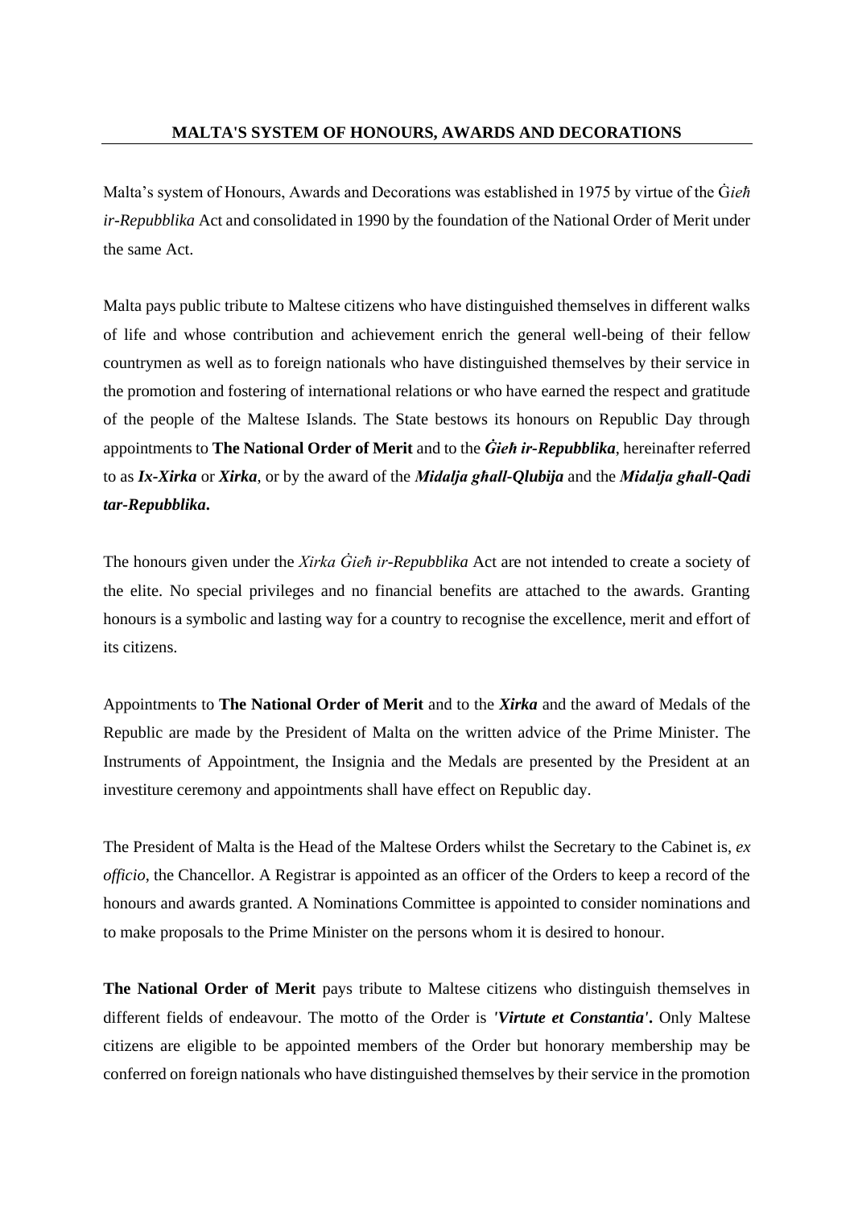# MALTA'S SYSTEM OF HONOURS, AWARDS AND DECORATIONS

Malta's system of Honours, Awards and Decorations was established in 1975 by virtue of the Ġ*ieħ ir-Repubblika* Act and consolidated in 1990 by the foundation of the National Order of Merit under the same Act.

Malta pays public tribute to Maltese citizens who have distinguished themselves in different walks of life and whose contribution and achievement enrich the general well-being of their fellow countrymen as well as to foreign nationals who have distinguished themselves by their service in the promotion and fostering of international relations or who have earned the respect and gratitude of the people of the Maltese Islands. The State bestows its honours on Republic Day through appointments to **The National Order of Merit** and to the ***Ġieħ ir-Repubblika***, hereinafter referred to as ***Ix-Xirka*** or ***Xirka***, or by the award of the ***Midalja għall-Qlubija*** and the ***Midalja għall-Qadi tar-Repubblika***.

The honours given under the *Xirka Ġieħ ir-Repubblika* Act are not intended to create a society of the elite. No special privileges and no financial benefits are attached to the awards. Granting honours is a symbolic and lasting way for a country to recognise the excellence, merit and effort of its citizens.

Appointments to **The National Order of Merit** and to the ***Xirka*** and the award of Medals of the Republic are made by the President of Malta on the written advice of the Prime Minister. The Instruments of Appointment, the Insignia and the Medals are presented by the President at an investiture ceremony and appointments shall have effect on Republic day.

The President of Malta is the Head of the Maltese Orders whilst the Secretary to the Cabinet is, *ex officio*, the Chancellor. A Registrar is appointed as an officer of the Orders to keep a record of the honours and awards granted. A Nominations Committee is appointed to consider nominations and to make proposals to the Prime Minister on the persons whom it is desired to honour.

**The National Order of Merit** pays tribute to Maltese citizens who distinguish themselves in different fields of endeavour. The motto of the Order is ***'Virtute et Constantia'***. Only Maltese citizens are eligible to be appointed members of the Order but honorary membership may be conferred on foreign nationals who have distinguished themselves by their service in the promotion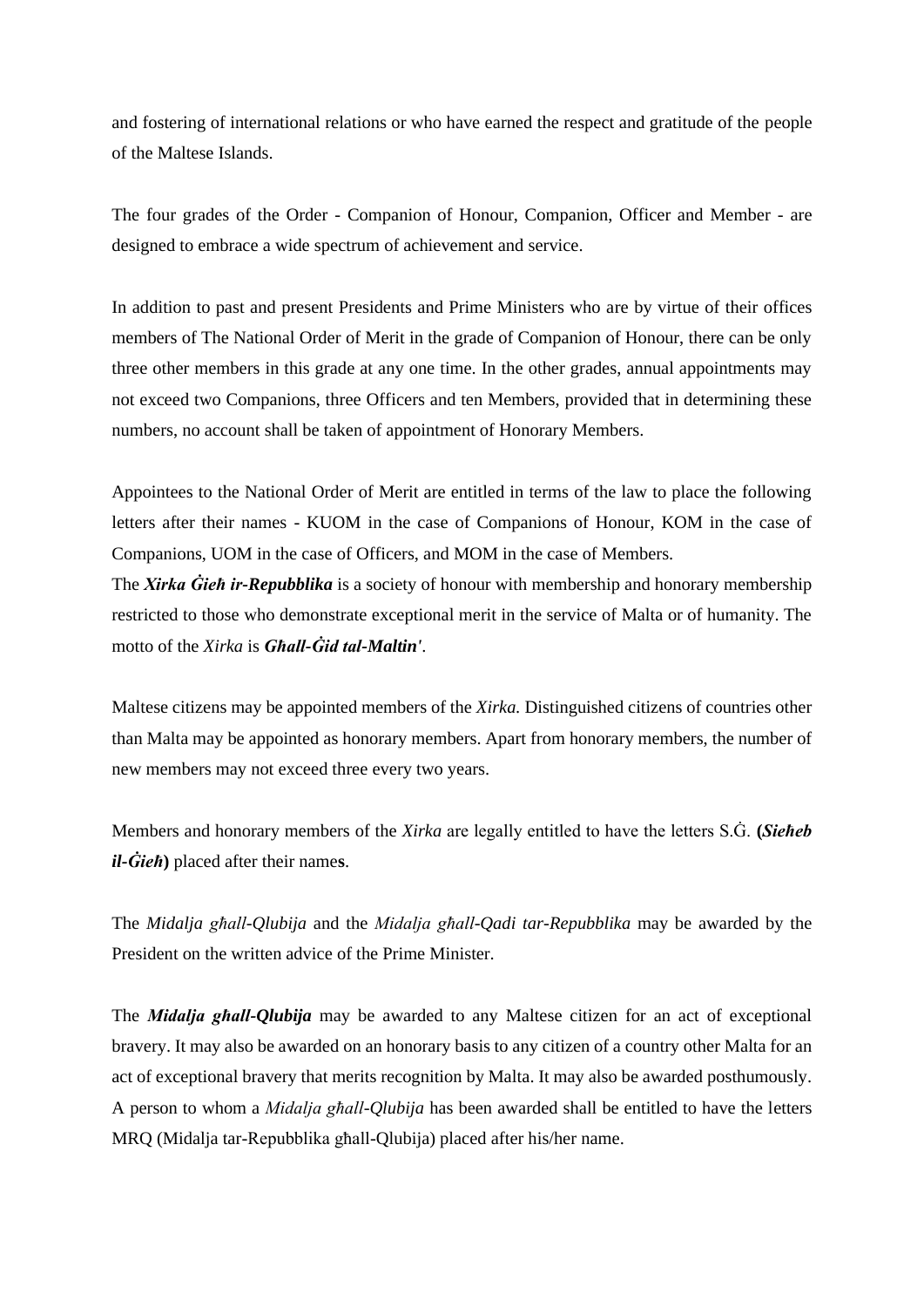and fostering of international relations or who have earned the respect and gratitude of the people of the Maltese Islands.

The four grades of the Order - Companion of Honour, Companion, Officer and Member - are designed to embrace a wide spectrum of achievement and service.

In addition to past and present Presidents and Prime Ministers who are by virtue of their offices members of The National Order of Merit in the grade of Companion of Honour, there can be only three other members in this grade at any one time. In the other grades, annual appointments may not exceed two Companions, three Officers and ten Members, provided that in determining these numbers, no account shall be taken of appointment of Honorary Members.

Appointees to the National Order of Merit are entitled in terms of the law to place the following letters after their names - KUOM in the case of Companions of Honour, KOM in the case of Companions, UOM in the case of Officers, and MOM in the case of Members.
The ***Xirka Ġieħ ir-Repubblika*** is a society of honour with membership and honorary membership restricted to those who demonstrate exceptional merit in the service of Malta or of humanity. The motto of the *Xirka* is ***Għall-Ġid tal-Maltin'***.

Maltese citizens may be appointed members of the *Xirka.* Distinguished citizens of countries other than Malta may be appointed as honorary members. Apart from honorary members, the number of new members may not exceed three every two years.

Members and honorary members of the *Xirka* are legally entitled to have the letters S.Ġ. **(*Sieħeb il-Ġieħ*)** placed after their name**s**.

The *Midalja għall-Qlubija* and the *Midalja għall-Qadi tar-Repubblika* may be awarded by the President on the written advice of the Prime Minister.

The ***Midalja għall-Qlubija*** may be awarded to any Maltese citizen for an act of exceptional bravery. It may also be awarded on an honorary basis to any citizen of a country other Malta for an act of exceptional bravery that merits recognition by Malta. It may also be awarded posthumously. A person to whom a *Midalja għall-Qlubija* has been awarded shall be entitled to have the letters MRQ (Midalja tar-Repubblika għall-Qlubija) placed after his/her name.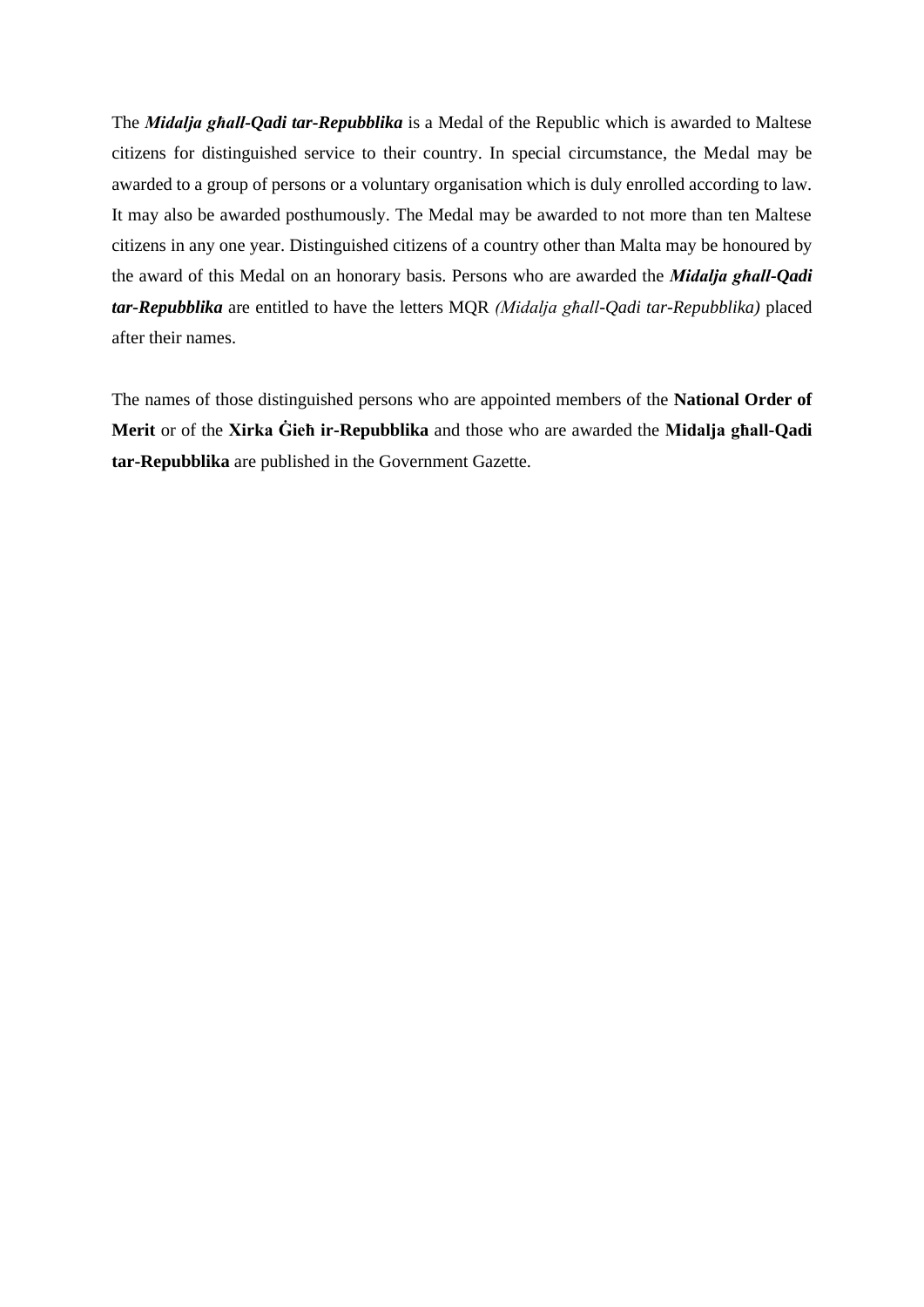The ***Midalja għall-Qadi tar-Repubblika*** is a Medal of the Republic which is awarded to Maltese citizens for distinguished service to their country. In special circumstance, the Medal may be awarded to a group of persons or a voluntary organisation which is duly enrolled according to law. It may also be awarded posthumously. The Medal may be awarded to not more than ten Maltese citizens in any one year. Distinguished citizens of a country other than Malta may be honoured by the award of this Medal on an honorary basis. Persons who are awarded the ***Midalja għall-Qadi tar-Repubblika*** are entitled to have the letters MQR *(Midalja għall-Qadi tar-Repubblika)* placed after their names.

The names of those distinguished persons who are appointed members of the **National Order of Merit** or of the **Xirka Ġieħ ir-Repubblika** and those who are awarded the **Midalja għall-Qadi tar-Repubblika** are published in the Government Gazette.